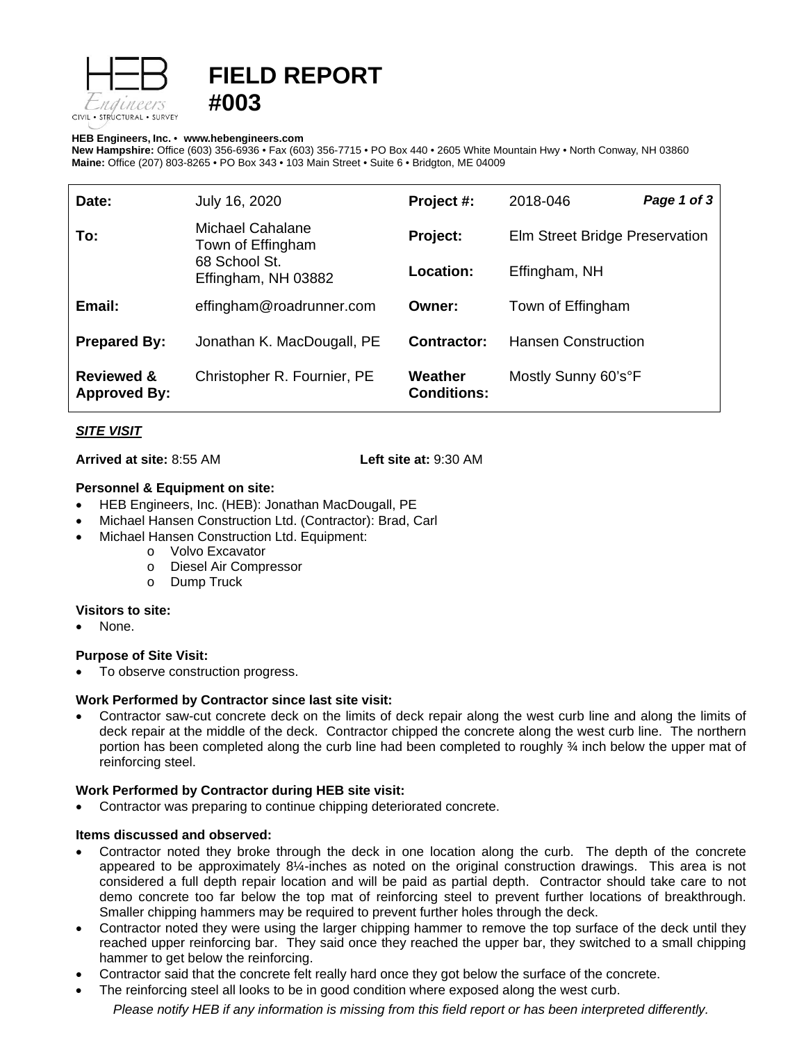# FIELD REPORT #003

**HEB Engineers, Inc.** • **www.hebengineers.com**
**New Hampshire:** Office (603) 356-6936 • Fax (603) 356-7715 • PO Box 440 • 2605 White Mountain Hwy • North Conway, NH 03860
**Maine:** Office (207) 803-8265 • PO Box 343 • 103 Main Street • Suite 6 • Bridgton, ME 04009

| | | | |
|---|---|---|---|
| **Date:** | July 16, 2020 | **Project #:** | 2018-046 |
| **To:** | Michael Cahalane<br>Town of Effingham<br>68 School St.<br>Effingham, NH 03882 | **Project:** | Elm Street Bridge Preservation |
| | | **Location:** | Effingham, NH |
| **Email:** | effingham@roadrunner.com | **Owner:** | Town of Effingham |
| **Prepared By:** | Jonathan K. MacDougall, PE | **Contractor:** | Hansen Construction |
| **Reviewed & Approved By:** | Christopher R. Fournier, PE | **Weather Conditions:** | Mostly Sunny 60's°F |

***SITE VISIT***

**Arrived at site:** 8:55 AM **Left site at:** 9:30 AM

**Personnel & Equipment on site:**

- HEB Engineers, Inc. (HEB): Jonathan MacDougall, PE
- Michael Hansen Construction Ltd. (Contractor): Brad, Carl
- Michael Hansen Construction Ltd. Equipment:
  - Volvo Excavator
  - Diesel Air Compressor
  - Dump Truck

**Visitors to site:**

- None.

**Purpose of Site Visit:**

- To observe construction progress.

**Work Performed by Contractor since last site visit:**

- Contractor saw-cut concrete deck on the limits of deck repair along the west curb line and along the limits of deck repair at the middle of the deck. Contractor chipped the concrete along the west curb line. The northern portion has been completed along the curb line had been completed to roughly ¾ inch below the upper mat of reinforcing steel.

**Work Performed by Contractor during HEB site visit:**

- Contractor was preparing to continue chipping deteriorated concrete.

**Items discussed and observed:**

- Contractor noted they broke through the deck in one location along the curb. The depth of the concrete appeared to be approximately 8¼-inches as noted on the original construction drawings. This area is not considered a full depth repair location and will be paid as partial depth. Contractor should take care to not demo concrete too far below the top mat of reinforcing steel to prevent further locations of breakthrough. Smaller chipping hammers may be required to prevent further holes through the deck.
- Contractor noted they were using the larger chipping hammer to remove the top surface of the deck until they reached upper reinforcing bar. They said once they reached the upper bar, they switched to a small chipping hammer to get below the reinforcing.
- Contractor said that the concrete felt really hard once they got below the surface of the concrete.
- The reinforcing steel all looks to be in good condition where exposed along the west curb.

*Please notify HEB if any information is missing from this field report or has been interpreted differently.*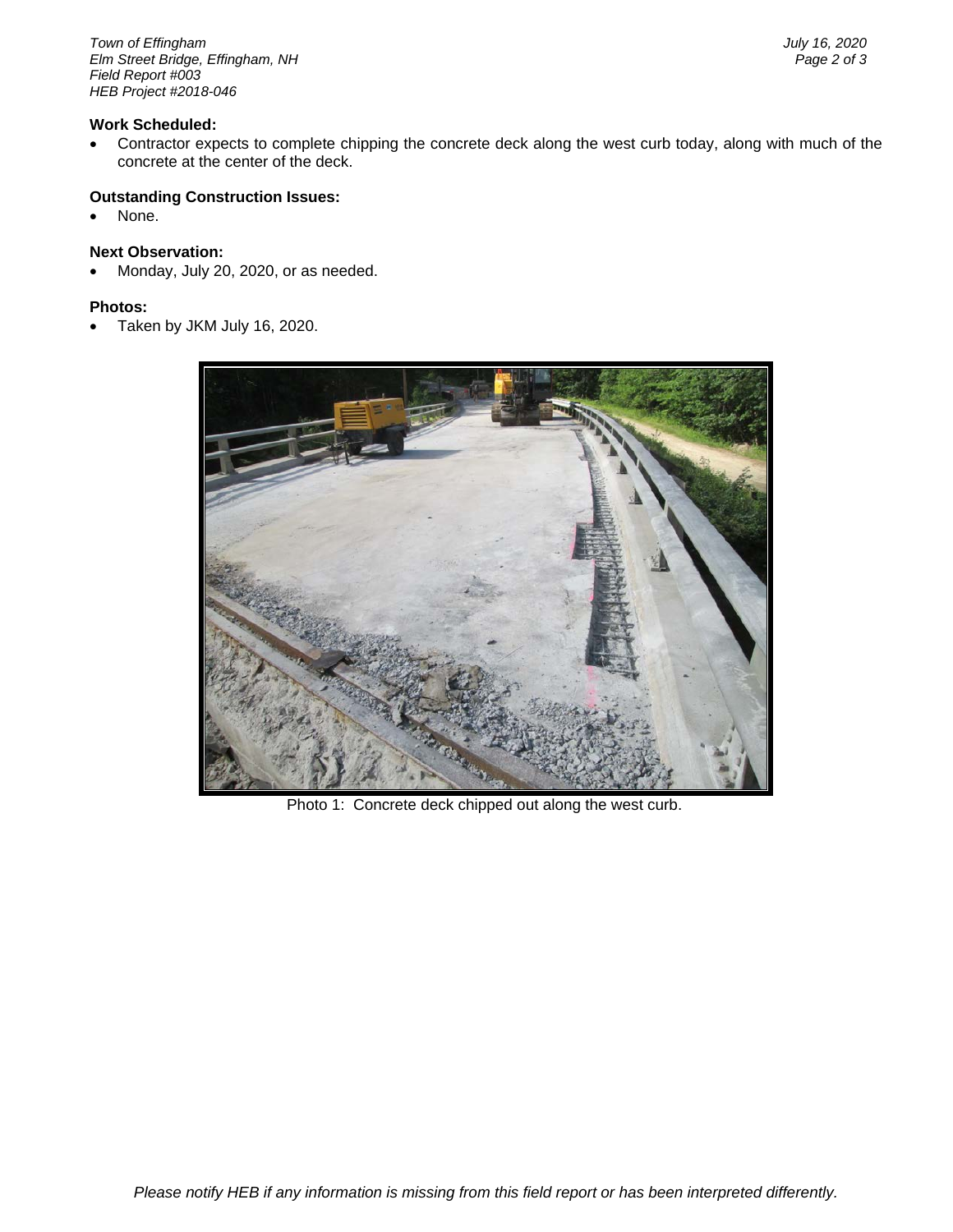**Work Scheduled:**

- Contractor expects to complete chipping the concrete deck along the west curb today, along with much of the concrete at the center of the deck.

**Outstanding Construction Issues:**

- None.

**Next Observation:**

- Monday, July 20, 2020, or as needed.

**Photos:**

- Taken by JKM July 16, 2020.

Photo 1: Concrete deck chipped out along the west curb.

*Please notify HEB if any information is missing from this field report or has been interpreted differently.*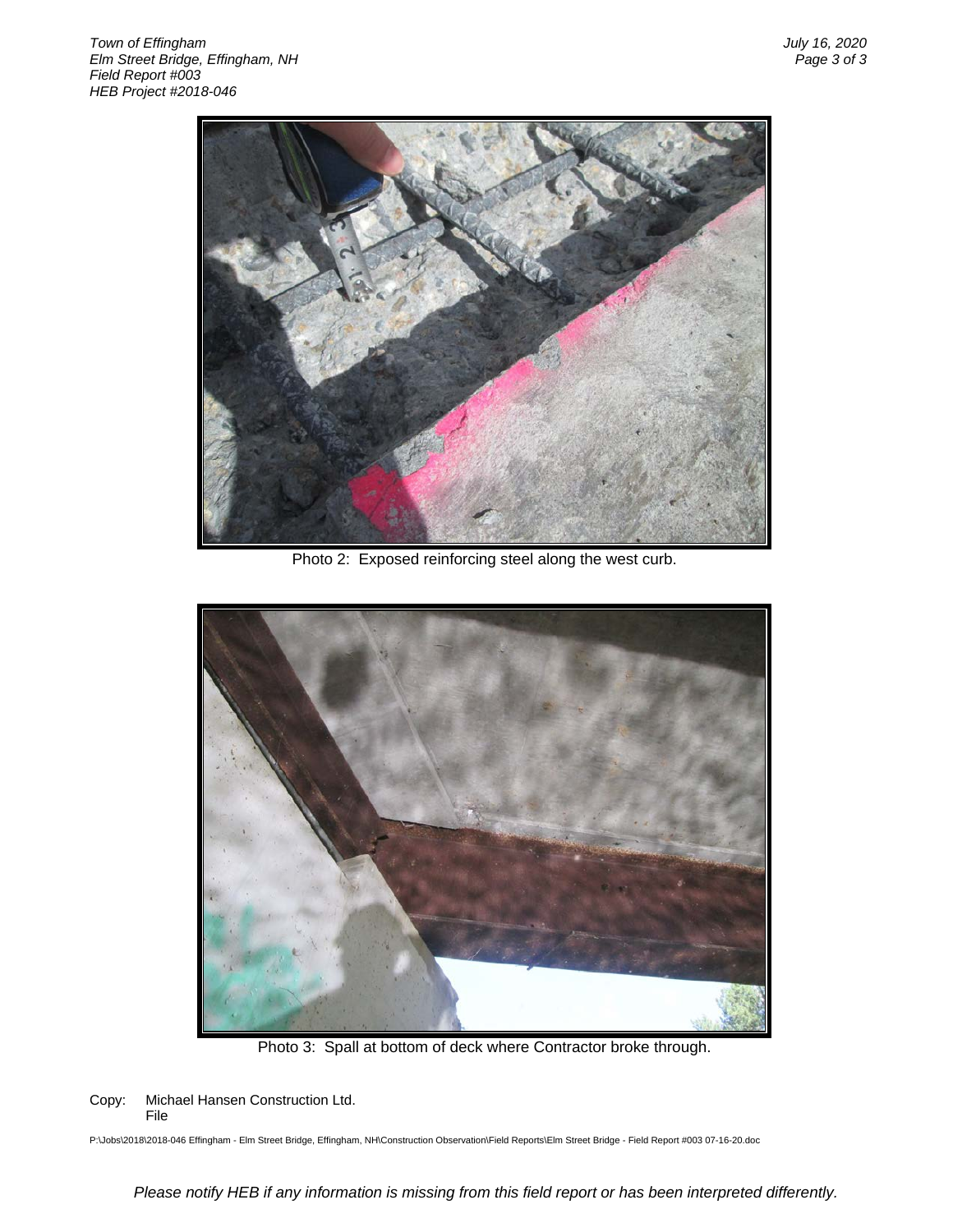Photo 2: Exposed reinforcing steel along the west curb.

Photo 3: Spall at bottom of deck where Contractor broke through.

Copy: Michael Hansen Construction Ltd.
File

P:\Jobs\2018\2018-046 Effingham - Elm Street Bridge, Effingham, NH\Construction Observation\Field Reports\Elm Street Bridge - Field Report #003 07-16-20.doc

*Please notify HEB if any information is missing from this field report or has been interpreted differently.*